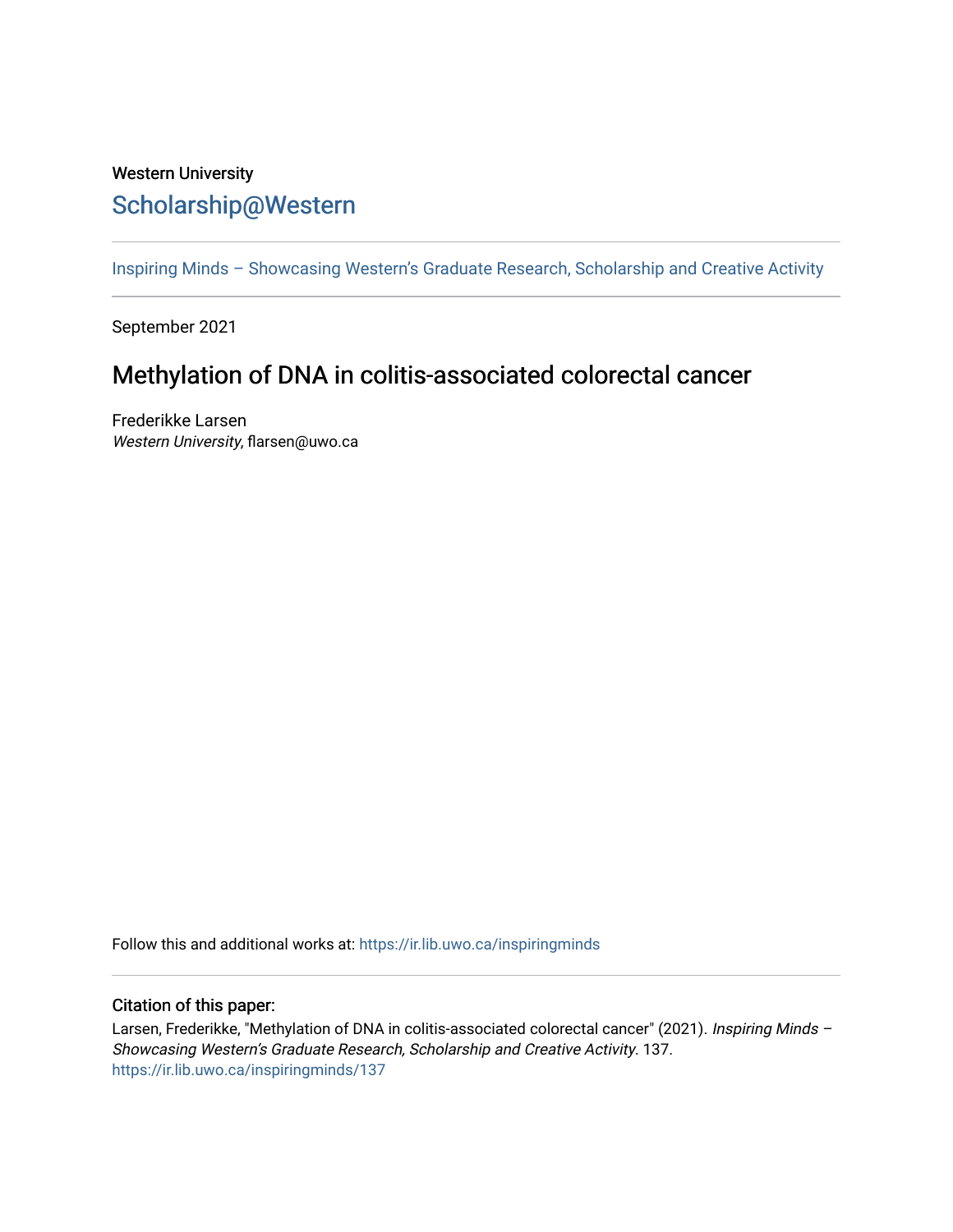Western University

# Scholarship@Western

Inspiring Minds – Showcasing Western's Graduate Research, Scholarship and Creative Activity

September 2021

## Methylation of DNA in colitis-associated colorectal cancer

Frederikke Larsen
*Western University*, flarsen@uwo.ca

Follow this and additional works at: https://ir.lib.uwo.ca/inspiringminds

### Citation of this paper:

Larsen, Frederikke, "Methylation of DNA in colitis-associated colorectal cancer" (2021). *Inspiring Minds – Showcasing Western's Graduate Research, Scholarship and Creative Activity*. 137.
https://ir.lib.uwo.ca/inspiringminds/137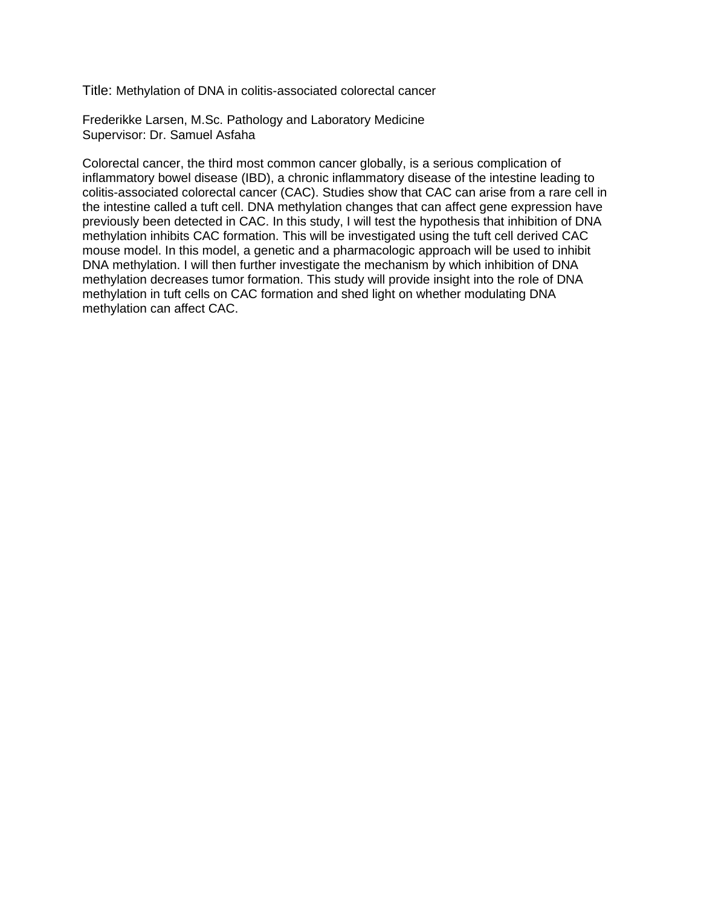Title: Methylation of DNA in colitis-associated colorectal cancer

Frederikke Larsen, M.Sc. Pathology and Laboratory Medicine
Supervisor: Dr. Samuel Asfaha

Colorectal cancer, the third most common cancer globally, is a serious complication of inflammatory bowel disease (IBD), a chronic inflammatory disease of the intestine leading to colitis-associated colorectal cancer (CAC). Studies show that CAC can arise from a rare cell in the intestine called a tuft cell. DNA methylation changes that can affect gene expression have previously been detected in CAC. In this study, I will test the hypothesis that inhibition of DNA methylation inhibits CAC formation. This will be investigated using the tuft cell derived CAC mouse model. In this model, a genetic and a pharmacologic approach will be used to inhibit DNA methylation. I will then further investigate the mechanism by which inhibition of DNA methylation decreases tumor formation. This study will provide insight into the role of DNA methylation in tuft cells on CAC formation and shed light on whether modulating DNA methylation can affect CAC.